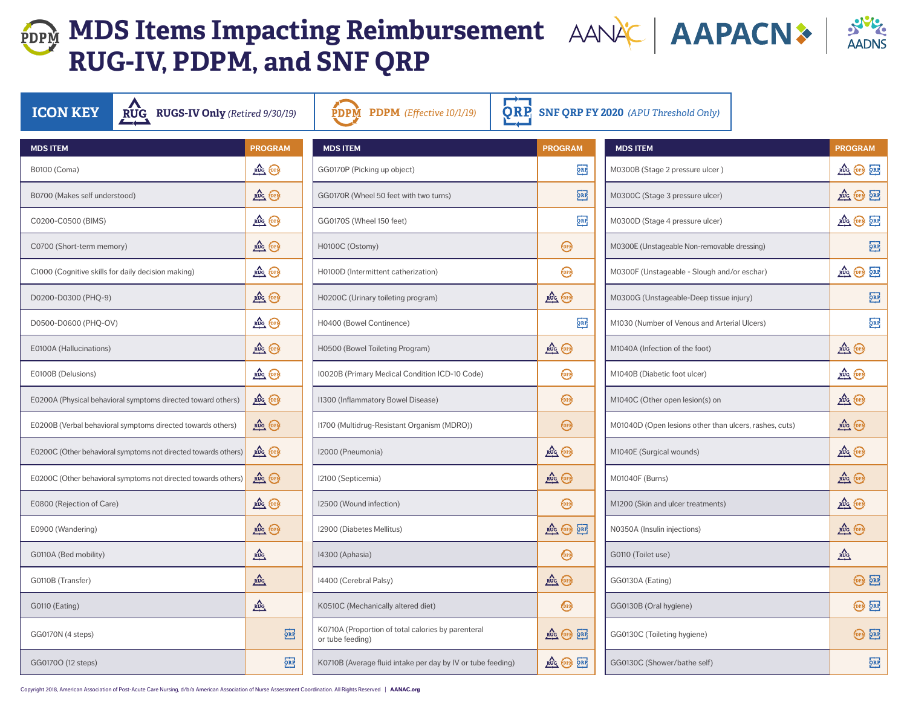# MDS Items Impacting Reimbursement RUG-IV, PDPM, and SNF QRP

**ICON KEY**

- **RUG** — **RUGS-IV Only** *(Retired 9/30/19)*
- **PDPM** — **PDPM** *(Effective 10/1/19)*
- **QRP** — **SNF QRP FY 2020** *(APU Threshold Only)*

| MDS ITEM | PROGRAM |
|---|---|
| B0100 (Coma) | RUG, PDPM |
| B0700 (Makes self understood) | RUG, PDPM |
| C0200-C0500 (BIMS) | RUG, PDPM |
| C0700 (Short-term memory) | RUG, PDPM |
| C1000 (Cognitive skills for daily decision making) | RUG, PDPM |
| D0200-D0300 (PHQ-9) | RUG, PDPM |
| D0500-D0600 (PHQ-OV) | RUG, PDPM |
| E0100A (Hallucinations) | RUG, PDPM |
| E0100B (Delusions) | RUG, PDPM |
| E0200A (Physical behavioral symptoms directed toward others) | RUG, PDPM |
| E0200B (Verbal behavioral symptoms directed towards others) | RUG, PDPM |
| E0200C (Other behavioral symptoms not directed towards others) | RUG, PDPM |
| E0200C (Other behavioral symptoms not directed towards others) | RUG, PDPM |
| E0800 (Rejection of Care) | RUG, PDPM |
| E0900 (Wandering) | RUG, PDPM |
| G0110A (Bed mobility) | RUG |
| G0110B (Transfer) | RUG |
| G0110 (Eating) | RUG |
| GG0170N (4 steps) | QRP |
| GG0170O (12 steps) | QRP |
| GG0170P (Picking up object) | QRP |
| GG0170R (Wheel 50 feet with two turns) | QRP |
| GG0170S (Wheel 150 feet) | QRP |
| H0100C (Ostomy) | PDPM |
| H0100D (Intermittent catherization) | PDPM |
| H0200C (Urinary toileting program) | RUG, PDPM |
| H0400 (Bowel Continence) | QRP |
| H0500 (Bowel Toileting Program) | RUG, PDPM |
| I0020B (Primary Medical Condition ICD-10 Code) | PDPM |
| I1300 (Inflammatory Bowel Disease) | PDPM |
| I1700 (Multidrug-Resistant Organism (MDRO)) | PDPM |
| I2000 (Pneumonia) | RUG, PDPM |
| I2100 (Septicemia) | RUG, PDPM |
| I2500 (Wound infection) | PDPM |
| I2900 (Diabetes Mellitus) | RUG, PDPM, QRP |
| I4300 (Aphasia) | PDPM |
| I4400 (Cerebral Palsy) | RUG, PDPM |
| K0510C (Mechanically altered diet) | PDPM |
| K0710A (Proportion of total calories by parenteral or tube feeding) | RUG, PDPM, QRP |
| K0710B (Average fluid intake per day by IV or tube feeding) | RUG, PDPM, QRP |
| M0300B (Stage 2 pressure ulcer ) | RUG, PDPM, QRP |
| M0300C (Stage 3 pressure ulcer) | RUG, PDPM, QRP |
| M0300D (Stage 4 pressure ulcer) | RUG, PDPM, QRP |
| M0300E (Unstageable Non-removable dressing) | QRP |
| M0300F (Unstageable - Slough and/or eschar) | RUG, PDPM, QRP |
| M0300G (Unstageable-Deep tissue injury) | QRP |
| M1030 (Number of Venous and Arterial Ulcers) | QRP |
| M1040A (Infection of the foot) | RUG, PDPM |
| M1040B (Diabetic foot ulcer) | RUG, PDPM |
| M1040C (Other open lesion(s) on | RUG, PDPM |
| M01040D (Open lesions other than ulcers, rashes, cuts) | RUG, PDPM |
| M1040E (Surgical wounds) | RUG, PDPM |
| M01040F (Burns) | RUG, PDPM |
| M1200 (Skin and ulcer treatments) | RUG, PDPM |
| N0350A (Insulin injections) | RUG, PDPM |
| G0110 (Toilet use) | RUG |
| GG0130A (Eating) | PDPM, QRP |
| GG0130B (Oral hygiene) | PDPM, QRP |
| GG0130C (Toileting hygiene) | PDPM, QRP |
| GG0130C (Shower/bathe self) | QRP |

Copyright 2018, American Association of Post-Acute Care Nursing, d/b/a American Association of Nurse Assessment Coordination. All Rights Reserved | AANAC.org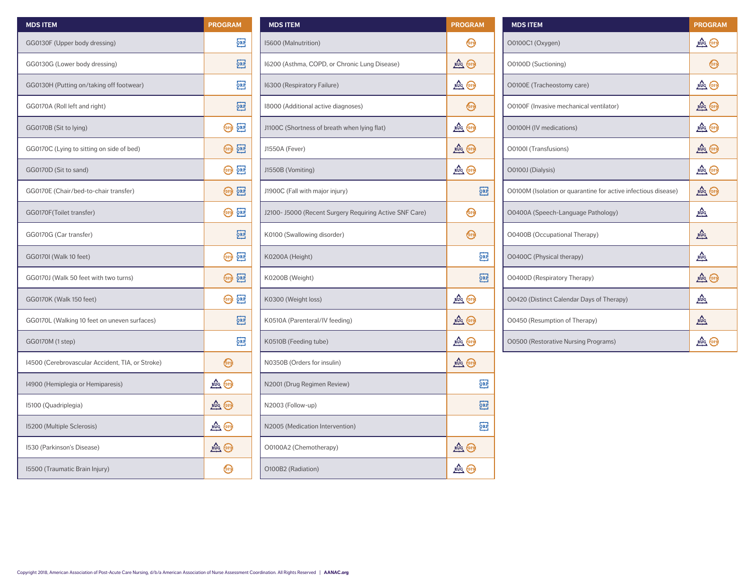| MDS ITEM | PROGRAM |
| --- | --- |
| GG0130F (Upper body dressing) | QRP |
| GG0130G (Lower body dressing) | QRP |
| GG0130H (Putting on/taking off footwear) | QRP |
| GG0170A (Roll left and right) | QRP |
| GG0170B (Sit to lying) | PDPM QRP |
| GG0170C (Lying to sitting on side of bed) | PDPM QRP |
| GG0170D (Sit to sand) | PDPM QRP |
| GG0170E (Chair/bed-to-chair transfer) | PDPM QRP |
| GG0170F(Toilet transfer) | PDPM QRP |
| GG0170G (Car transfer) | QRP |
| GG0170I (Walk 10 feet) | PDPM QRP |
| GG0170J (Walk 50 feet with two turns) | PDPM QRP |
| GG0170K (Walk 150 feet) | PDPM QRP |
| GG0170L (Walking 10 feet on uneven surfaces) | QRP |
| GG0170M (1 step) | QRP |
| I4500 (Cerebrovascular Accident, TIA, or Stroke) | PDPM |
| I4900 (Hemiplegia or Hemiparesis) | RUG PDPM |
| I5100 (Quadriplegia) | RUG PDPM |
| I5200 (Multiple Sclerosis) | RUG PDPM |
| I530 (Parkinson's Disease) | RUG PDPM |
| I5500 (Traumatic Brain Injury) | PDPM |

| MDS ITEM | PROGRAM |
| --- | --- |
| I5600 (Malnutrition) | PDPM |
| I6200 (Asthma, COPD, or Chronic Lung Disease) | RUG PDPM |
| I6300 (Respiratory Failure) | RUG PDPM |
| I8000 (Additional active diagnoses) | PDPM |
| J1100C (Shortness of breath when lying flat) | RUG PDPM |
| J1550A (Fever) | RUG PDPM |
| J1550B (Vomiting) | RUG PDPM |
| J1900C (Fall with major injury) | QRP |
| J2100- J5000 (Recent Surgery Requiring Active SNF Care) | PDPM |
| K0100 (Swallowing disorder) | PDPM |
| K0200A (Height) | QRP |
| K0200B (Weight) | QRP |
| K0300 (Weight loss) | RUG PDPM |
| K0510A (Parenteral/IV feeding) | RUG PDPM |
| K0510B (Feeding tube) | RUG PDPM |
| N0350B (Orders for insulin) | RUG PDPM |
| N2001 (Drug Regimen Review) | QRP |
| N2003 (Follow-up) | QRP |
| N2005 (Medication Intervention) | QRP |
| O0100A2 (Chemotherapy) | RUG PDPM |
| O100B2 (Radiation) | RUG PDPM |

| MDS ITEM | PROGRAM |
| --- | --- |
| O0100C1 (Oxygen) | RUG PDPM |
| O0100D (Suctioning) | PDPM |
| O0100E (Tracheostomy care) | RUG PDPM |
| O0100F (Invasive mechanical ventilator) | RUG PDPM |
| O0100H (IV medications) | RUG PDPM |
| O0100I (Transfusions) | RUG PDPM |
| O0100J (Dialysis) | RUG PDPM |
| O0100M (Isolation or quarantine for active infectious disease) | RUG PDPM |
| O0400A (Speech-Language Pathology) | RUG |
| O0400B (Occupational Therapy) | RUG |
| O0400C (Physical therapy) | RUG |
| O0400D (Respiratory Therapy) | RUG PDPM |
| O0420 (Distinct Calendar Days of Therapy) | RUG |
| O0450 (Resumption of Therapy) | RUG |
| O0500 (Restorative Nursing Programs) | RUG PDPM |

Copyright 2018, American Association of Post-Acute Care Nursing, d/b/a American Association of Nurse Assessment Coordination. All Rights Reserved | AANAC.org